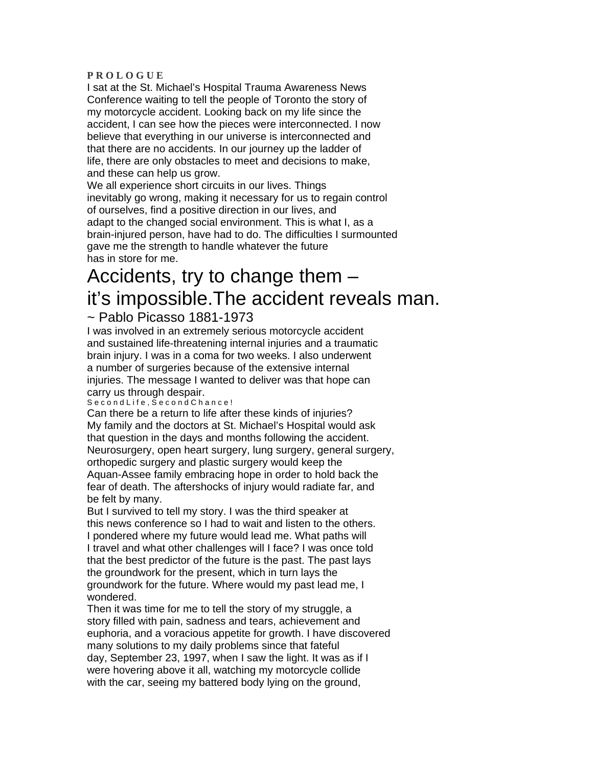**PROLOGUE**

I sat at the St. Michael's Hospital Trauma Awareness News Conference waiting to tell the people of Toronto the story of my motorcycle accident. Looking back on my life since the accident, I can see how the pieces were interconnected. I now believe that everything in our universe is interconnected and that there are no accidents. In our journey up the ladder of life, there are only obstacles to meet and decisions to make, and these can help us grow.

We all experience short circuits in our lives. Things inevitably go wrong, making it necessary for us to regain control of ourselves, find a positive direction in our lives, and adapt to the changed social environment. This is what I, as a brain-injured person, have had to do. The difficulties I surmounted gave me the strength to handle whatever the future has in store for me.

## Accidents, try to change them – it's impossible.The accident reveals man.

~ Pablo Picasso 1881-1973

I was involved in an extremely serious motorcycle accident and sustained life-threatening internal injuries and a traumatic brain injury. I was in a coma for two weeks. I also underwent a number of surgeries because of the extensive internal injuries. The message I wanted to deliver was that hope can carry us through despair.

SecondLife,SecondChance!

Can there be a return to life after these kinds of injuries? My family and the doctors at St. Michael's Hospital would ask that question in the days and months following the accident. Neurosurgery, open heart surgery, lung surgery, general surgery, orthopedic surgery and plastic surgery would keep the Aquan-Assee family embracing hope in order to hold back the fear of death. The aftershocks of injury would radiate far, and be felt by many.

But I survived to tell my story. I was the third speaker at this news conference so I had to wait and listen to the others. I pondered where my future would lead me. What paths will I travel and what other challenges will I face? I was once told that the best predictor of the future is the past. The past lays the groundwork for the present, which in turn lays the groundwork for the future. Where would my past lead me, I wondered.

Then it was time for me to tell the story of my struggle, a story filled with pain, sadness and tears, achievement and euphoria, and a voracious appetite for growth. I have discovered many solutions to my daily problems since that fateful day, September 23, 1997, when I saw the light. It was as if I were hovering above it all, watching my motorcycle collide with the car, seeing my battered body lying on the ground,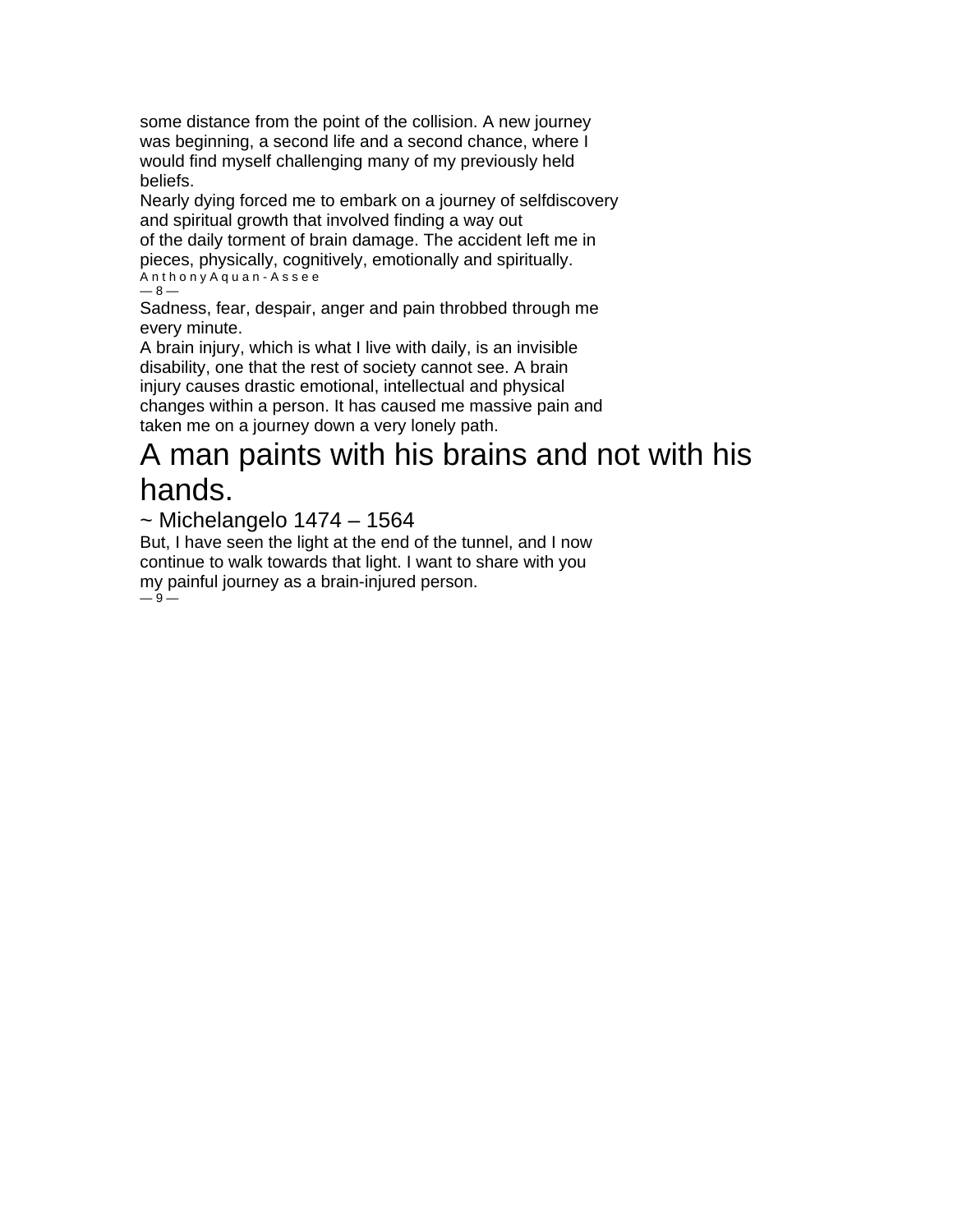some distance from the point of the collision. A new journey was beginning, a second life and a second chance, where I would find myself challenging many of my previously held beliefs.

Nearly dying forced me to embark on a journey of selfdiscovery and spiritual growth that involved finding a way out of the daily torment of brain damage. The accident left me in pieces, physically, cognitively, emotionally and spiritually. Sadness, fear, despair, anger and pain throbbed through me every minute.

A brain injury, which is what I live with daily, is an invisible disability, one that the rest of society cannot see. A brain injury causes drastic emotional, intellectual and physical changes within a person. It has caused me massive pain and taken me on a journey down a very lonely path.

# A man paints with his brains and not with his hands.

## ~ Michelangelo 1474 – 1564

But, I have seen the light at the end of the tunnel, and I now continue to walk towards that light. I want to share with you my painful journey as a brain-injured person.